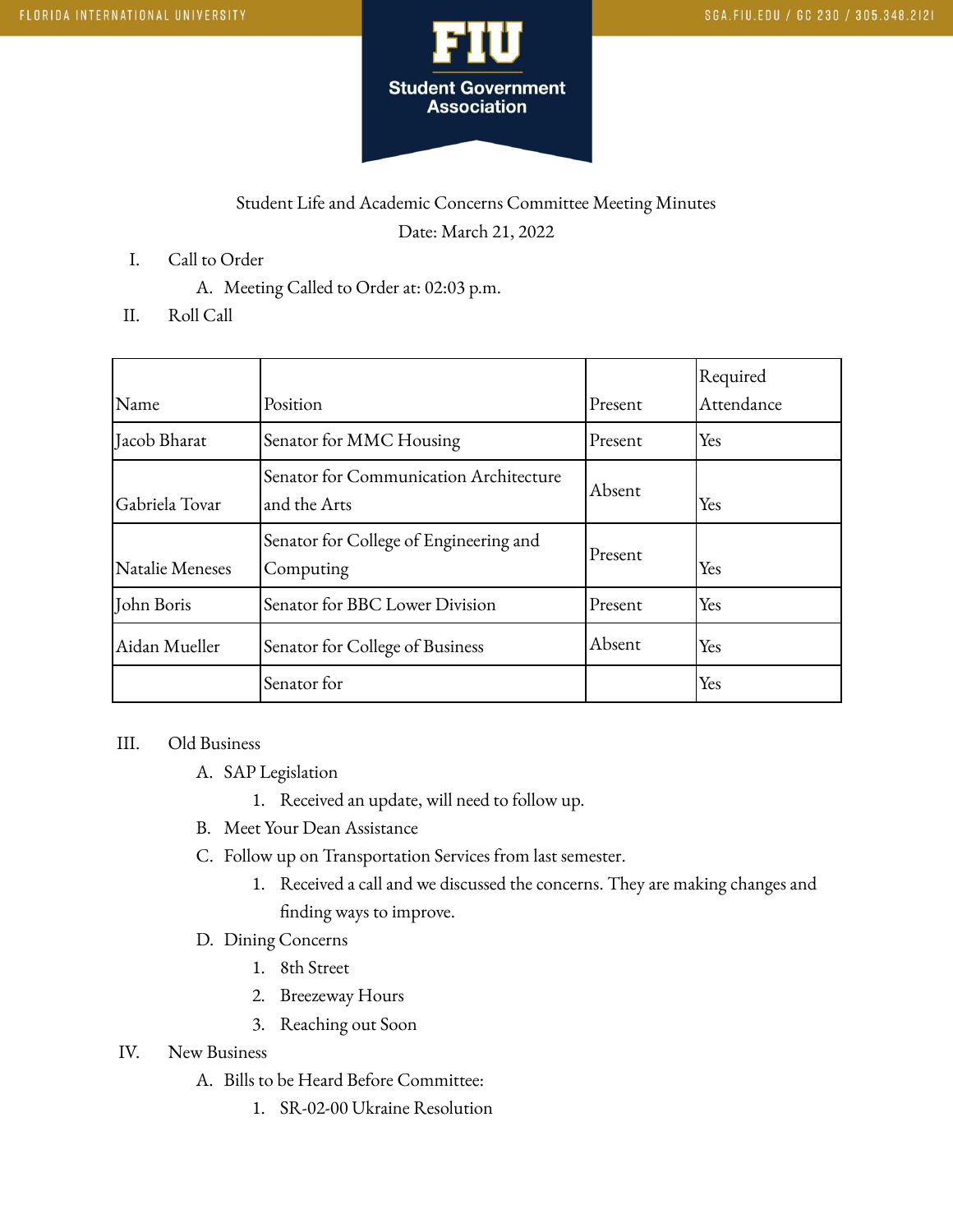FLORIDA INTERNATIONAL UNIVERSITY

SGA.FIU.EDU / GC 230 / 305.348.2121

**FIU Student Government Association**

Student Life and Academic Concerns Committee Meeting Minutes

Date: March 21, 2022

I. Call to Order
   A. Meeting Called to Order at: 02:03 p.m.

II. Roll Call

| Name | Position | Present | Required Attendance |
|---|---|---|---|
| Jacob Bharat | Senator for MMC Housing | Present | Yes |
| Gabriela Tovar | Senator for Communication Architecture and the Arts | Absent | Yes |
| Natalie Meneses | Senator for College of Engineering and Computing | Present | Yes |
| John Boris | Senator for BBC Lower Division | Present | Yes |
| Aidan Mueller | Senator for College of Business | Absent | Yes |
| | Senator for | | Yes |

III. Old Business
   A. SAP Legislation
      1. Received an update, will need to follow up.
   B. Meet Your Dean Assistance
   C. Follow up on Transportation Services from last semester.
      1. Received a call and we discussed the concerns. They are making changes and finding ways to improve.
   D. Dining Concerns
      1. 8th Street
      2. Breezeway Hours
      3. Reaching out Soon

IV. New Business
   A. Bills to be Heard Before Committee:
      1. SR-02-00 Ukraine Resolution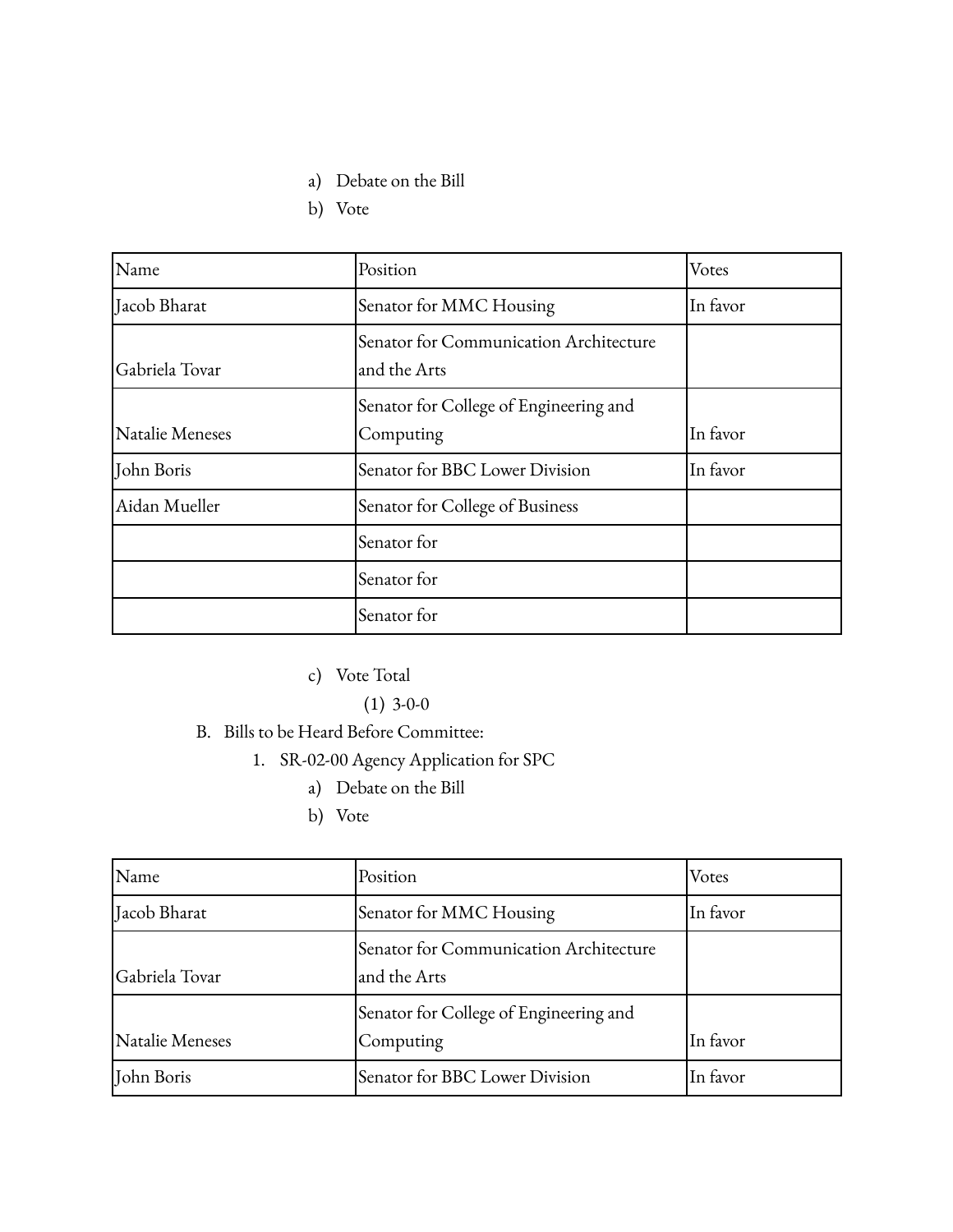a) Debate on the Bill

b) Vote

| Name | Position | Votes |
|---|---|---|
| Jacob Bharat | Senator for MMC Housing | In favor |
| Gabriela Tovar | Senator for Communication Architecture and the Arts | |
| Natalie Meneses | Senator for College of Engineering and Computing | In favor |
| John Boris | Senator for BBC Lower Division | In favor |
| Aidan Mueller | Senator for College of Business | |
| | Senator for | |
| | Senator for | |
| | Senator for | |

c) Vote Total

(1) 3-0-0

B. Bills to be Heard Before Committee:

1. SR-02-00 Agency Application for SPC

a) Debate on the Bill

b) Vote

| Name | Position | Votes |
|---|---|---|
| Jacob Bharat | Senator for MMC Housing | In favor |
| Gabriela Tovar | Senator for Communication Architecture and the Arts | |
| Natalie Meneses | Senator for College of Engineering and Computing | In favor |
| John Boris | Senator for BBC Lower Division | In favor |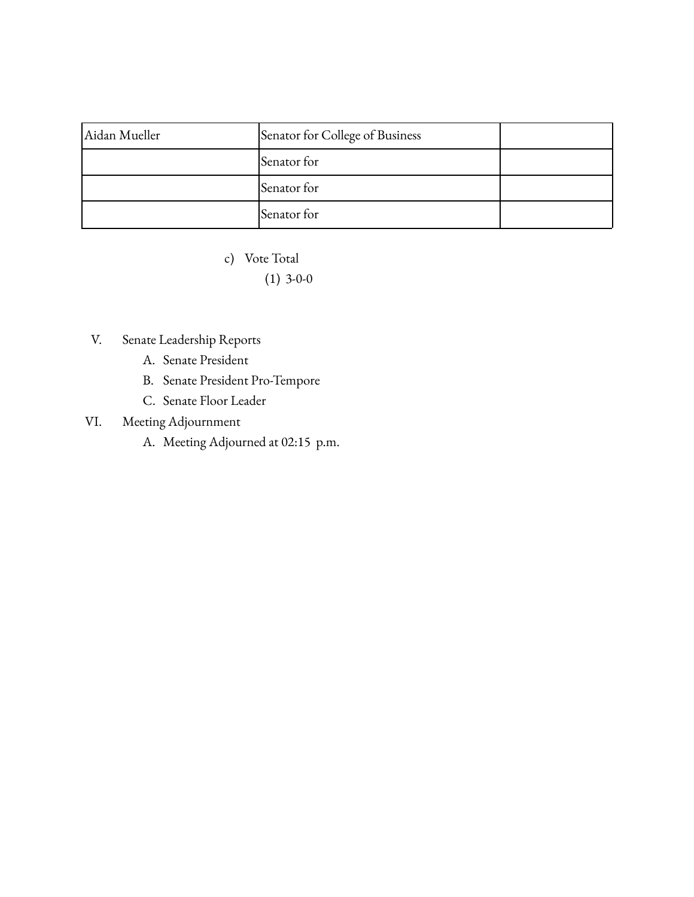| | | |
|---|---|---|
| Aidan Mueller | Senator for College of Business | |
| | Senator for | |
| | Senator for | |
| | Senator for | |

c) Vote Total
   (1) 3-0-0

V. Senate Leadership Reports
   A. Senate President
   B. Senate President Pro-Tempore
   C. Senate Floor Leader

VI. Meeting Adjournment
   A. Meeting Adjourned at 02:15 p.m.